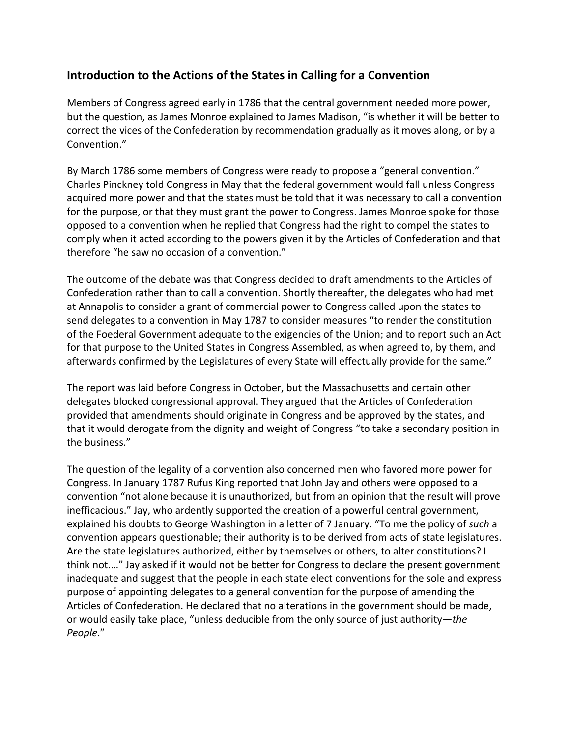## Introduction to the Actions of the States in Calling for a Convention

Members of Congress agreed early in 1786 that the central government needed more power, but the question, as James Monroe explained to James Madison, "is whether it will be better to correct the vices of the Confederation by recommendation gradually as it moves along, or by a Convention."

By March 1786 some members of Congress were ready to propose a "general convention." Charles Pinckney told Congress in May that the federal government would fall unless Congress acquired more power and that the states must be told that it was necessary to call a convention for the purpose, or that they must grant the power to Congress. James Monroe spoke for those opposed to a convention when he replied that Congress had the right to compel the states to comply when it acted according to the powers given it by the Articles of Confederation and that therefore "he saw no occasion of a convention."

The outcome of the debate was that Congress decided to draft amendments to the Articles of Confederation rather than to call a convention. Shortly thereafter, the delegates who had met at Annapolis to consider a grant of commercial power to Congress called upon the states to send delegates to a convention in May 1787 to consider measures "to render the constitution of the Foederal Government adequate to the exigencies of the Union; and to report such an Act for that purpose to the United States in Congress Assembled, as when agreed to, by them, and afterwards confirmed by the Legislatures of every State will effectually provide for the same."

The report was laid before Congress in October, but the Massachusetts and certain other delegates blocked congressional approval. They argued that the Articles of Confederation provided that amendments should originate in Congress and be approved by the states, and that it would derogate from the dignity and weight of Congress "to take a secondary position in the business."

The question of the legality of a convention also concerned men who favored more power for Congress. In January 1787 Rufus King reported that John Jay and others were opposed to a convention "not alone because it is unauthorized, but from an opinion that the result will prove inefficacious." Jay, who ardently supported the creation of a powerful central government, explained his doubts to George Washington in a letter of 7 January. "To me the policy of *such* a convention appears questionable; their authority is to be derived from acts of state legislatures. Are the state legislatures authorized, either by themselves or others, to alter constitutions? I think not.…" Jay asked if it would not be better for Congress to declare the present government inadequate and suggest that the people in each state elect conventions for the sole and express purpose of appointing delegates to a general convention for the purpose of amending the Articles of Confederation. He declared that no alterations in the government should be made, or would easily take place, "unless deducible from the only source of just authority—*the People*."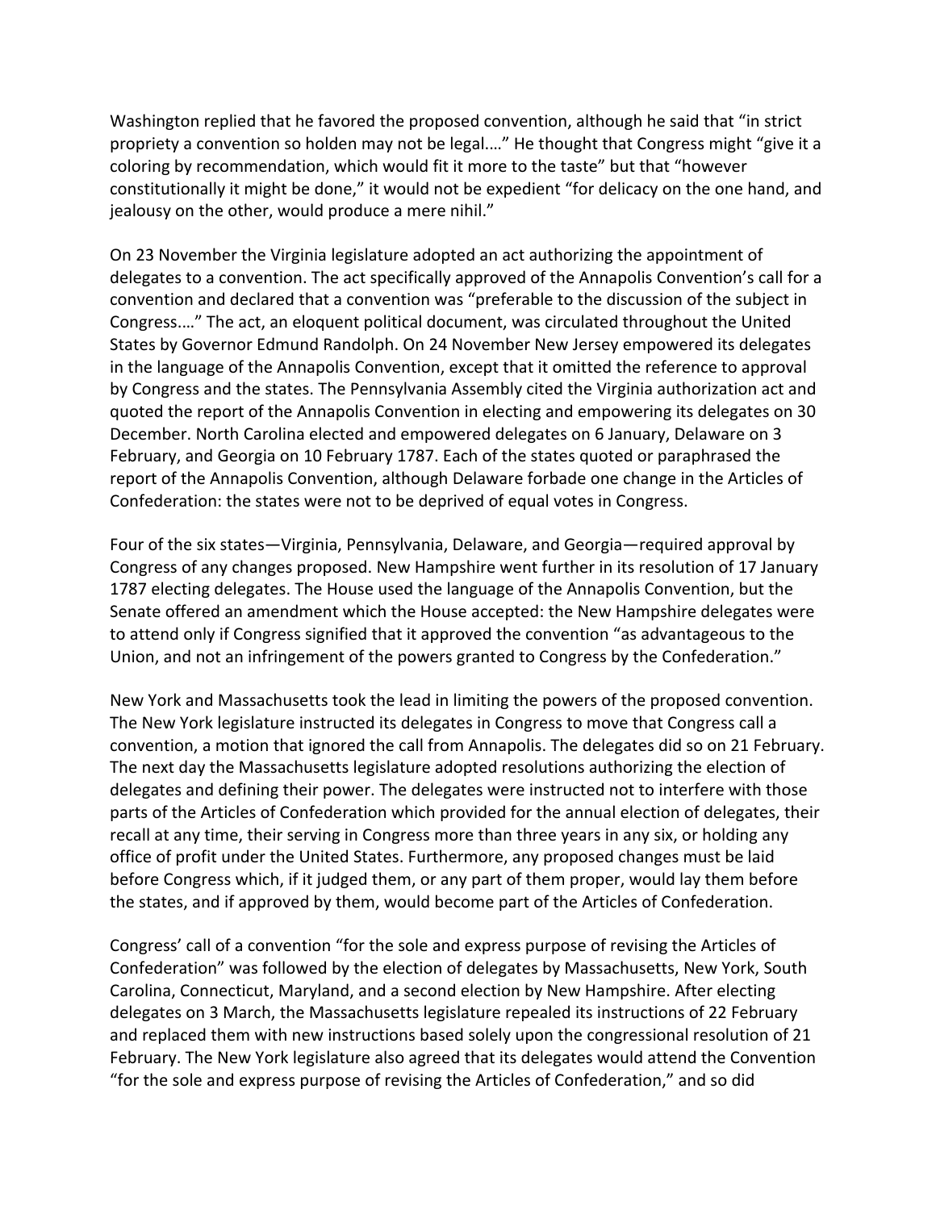Washington replied that he favored the proposed convention, although he said that "in strict propriety a convention so holden may not be legal.…" He thought that Congress might "give it a coloring by recommendation, which would fit it more to the taste" but that "however constitutionally it might be done," it would not be expedient "for delicacy on the one hand, and jealousy on the other, would produce a mere nihil."

On 23 November the Virginia legislature adopted an act authorizing the appointment of delegates to a convention. The act specifically approved of the Annapolis Convention's call for a convention and declared that a convention was "preferable to the discussion of the subject in Congress.…" The act, an eloquent political document, was circulated throughout the United States by Governor Edmund Randolph. On 24 November New Jersey empowered its delegates in the language of the Annapolis Convention, except that it omitted the reference to approval by Congress and the states. The Pennsylvania Assembly cited the Virginia authorization act and quoted the report of the Annapolis Convention in electing and empowering its delegates on 30 December. North Carolina elected and empowered delegates on 6 January, Delaware on 3 February, and Georgia on 10 February 1787. Each of the states quoted or paraphrased the report of the Annapolis Convention, although Delaware forbade one change in the Articles of Confederation: the states were not to be deprived of equal votes in Congress.

Four of the six states—Virginia, Pennsylvania, Delaware, and Georgia—required approval by Congress of any changes proposed. New Hampshire went further in its resolution of 17 January 1787 electing delegates. The House used the language of the Annapolis Convention, but the Senate offered an amendment which the House accepted: the New Hampshire delegates were to attend only if Congress signified that it approved the convention "as advantageous to the Union, and not an infringement of the powers granted to Congress by the Confederation."

New York and Massachusetts took the lead in limiting the powers of the proposed convention. The New York legislature instructed its delegates in Congress to move that Congress call a convention, a motion that ignored the call from Annapolis. The delegates did so on 21 February. The next day the Massachusetts legislature adopted resolutions authorizing the election of delegates and defining their power. The delegates were instructed not to interfere with those parts of the Articles of Confederation which provided for the annual election of delegates, their recall at any time, their serving in Congress more than three years in any six, or holding any office of profit under the United States. Furthermore, any proposed changes must be laid before Congress which, if it judged them, or any part of them proper, would lay them before the states, and if approved by them, would become part of the Articles of Confederation.

Congress' call of a convention "for the sole and express purpose of revising the Articles of Confederation" was followed by the election of delegates by Massachusetts, New York, South Carolina, Connecticut, Maryland, and a second election by New Hampshire. After electing delegates on 3 March, the Massachusetts legislature repealed its instructions of 22 February and replaced them with new instructions based solely upon the congressional resolution of 21 February. The New York legislature also agreed that its delegates would attend the Convention "for the sole and express purpose of revising the Articles of Confederation," and so did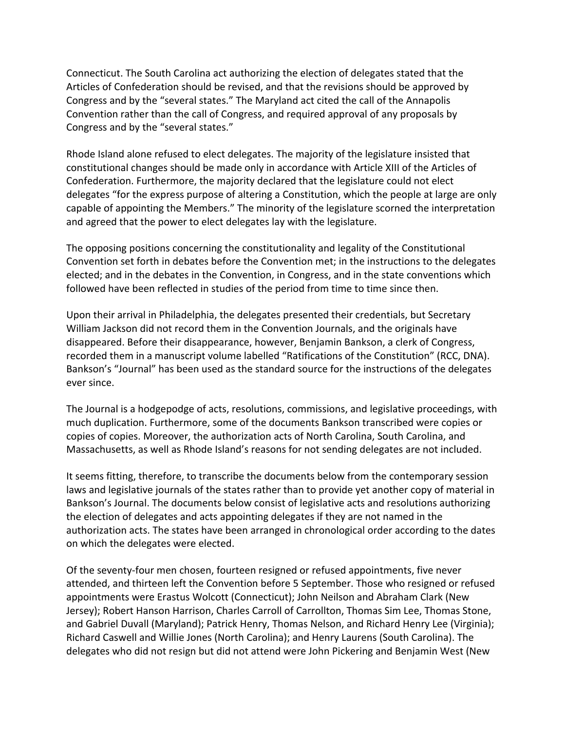Connecticut. The South Carolina act authorizing the election of delegates stated that the Articles of Confederation should be revised, and that the revisions should be approved by Congress and by the "several states." The Maryland act cited the call of the Annapolis Convention rather than the call of Congress, and required approval of any proposals by Congress and by the "several states."

Rhode Island alone refused to elect delegates. The majority of the legislature insisted that constitutional changes should be made only in accordance with Article XIII of the Articles of Confederation. Furthermore, the majority declared that the legislature could not elect delegates "for the express purpose of altering a Constitution, which the people at large are only capable of appointing the Members." The minority of the legislature scorned the interpretation and agreed that the power to elect delegates lay with the legislature.

The opposing positions concerning the constitutionality and legality of the Constitutional Convention set forth in debates before the Convention met; in the instructions to the delegates elected; and in the debates in the Convention, in Congress, and in the state conventions which followed have been reflected in studies of the period from time to time since then.

Upon their arrival in Philadelphia, the delegates presented their credentials, but Secretary William Jackson did not record them in the Convention Journals, and the originals have disappeared. Before their disappearance, however, Benjamin Bankson, a clerk of Congress, recorded them in a manuscript volume labelled "Ratifications of the Constitution" (RCC, DNA). Bankson's "Journal" has been used as the standard source for the instructions of the delegates ever since.

The Journal is a hodgepodge of acts, resolutions, commissions, and legislative proceedings, with much duplication. Furthermore, some of the documents Bankson transcribed were copies or copies of copies. Moreover, the authorization acts of North Carolina, South Carolina, and Massachusetts, as well as Rhode Island's reasons for not sending delegates are not included.

It seems fitting, therefore, to transcribe the documents below from the contemporary session laws and legislative journals of the states rather than to provide yet another copy of material in Bankson's Journal. The documents below consist of legislative acts and resolutions authorizing the election of delegates and acts appointing delegates if they are not named in the authorization acts. The states have been arranged in chronological order according to the dates on which the delegates were elected.

Of the seventy-four men chosen, fourteen resigned or refused appointments, five never attended, and thirteen left the Convention before 5 September. Those who resigned or refused appointments were Erastus Wolcott (Connecticut); John Neilson and Abraham Clark (New Jersey); Robert Hanson Harrison, Charles Carroll of Carrollton, Thomas Sim Lee, Thomas Stone, and Gabriel Duvall (Maryland); Patrick Henry, Thomas Nelson, and Richard Henry Lee (Virginia); Richard Caswell and Willie Jones (North Carolina); and Henry Laurens (South Carolina). The delegates who did not resign but did not attend were John Pickering and Benjamin West (New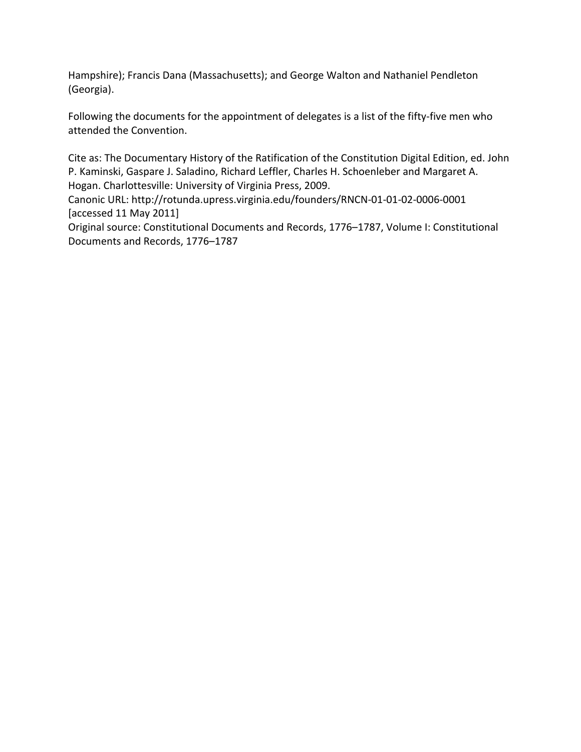Hampshire); Francis Dana (Massachusetts); and George Walton and Nathaniel Pendleton (Georgia).

Following the documents for the appointment of delegates is a list of the fifty-five men who attended the Convention.

Cite as: The Documentary History of the Ratification of the Constitution Digital Edition, ed. John P. Kaminski, Gaspare J. Saladino, Richard Leffler, Charles H. Schoenleber and Margaret A. Hogan. Charlottesville: University of Virginia Press, 2009.
Canonic URL: http://rotunda.upress.virginia.edu/founders/RNCN-01-01-02-0006-0001 [accessed 11 May 2011]
Original source: Constitutional Documents and Records, 1776–1787, Volume I: Constitutional Documents and Records, 1776–1787